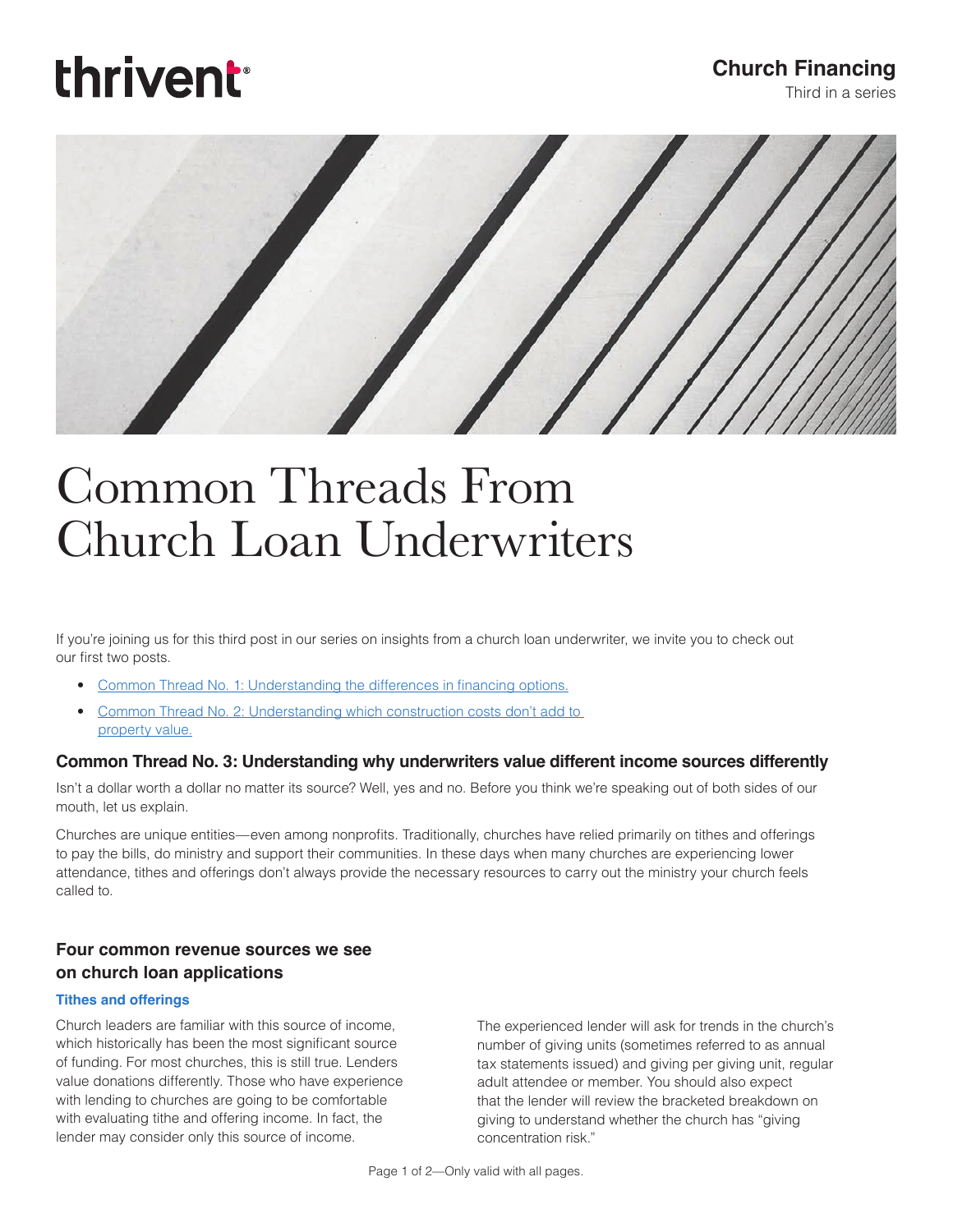thrivent

**Church Financing**
Third in a series

# Common Threads From Church Loan Underwriters

If you're joining us for this third post in our series on insights from a church loan underwriter, we invite you to check out our first two posts.

- Common Thread No. 1: Understanding the differences in financing options.
- Common Thread No. 2: Understanding which construction costs don't add to property value.

## Common Thread No. 3: Understanding why underwriters value different income sources differently

Isn't a dollar worth a dollar no matter its source? Well, yes and no. Before you think we're speaking out of both sides of our mouth, let us explain.

Churches are unique entities—even among nonprofits. Traditionally, churches have relied primarily on tithes and offerings to pay the bills, do ministry and support their communities. In these days when many churches are experiencing lower attendance, tithes and offerings don't always provide the necessary resources to carry out the ministry your church feels called to.

## Four common revenue sources we see on church loan applications

### Tithes and offerings

Church leaders are familiar with this source of income, which historically has been the most significant source of funding. For most churches, this is still true. Lenders value donations differently. Those who have experience with lending to churches are going to be comfortable with evaluating tithe and offering income. In fact, the lender may consider only this source of income.

The experienced lender will ask for trends in the church's number of giving units (sometimes referred to as annual tax statements issued) and giving per giving unit, regular adult attendee or member. You should also expect that the lender will review the bracketed breakdown on giving to understand whether the church has "giving concentration risk."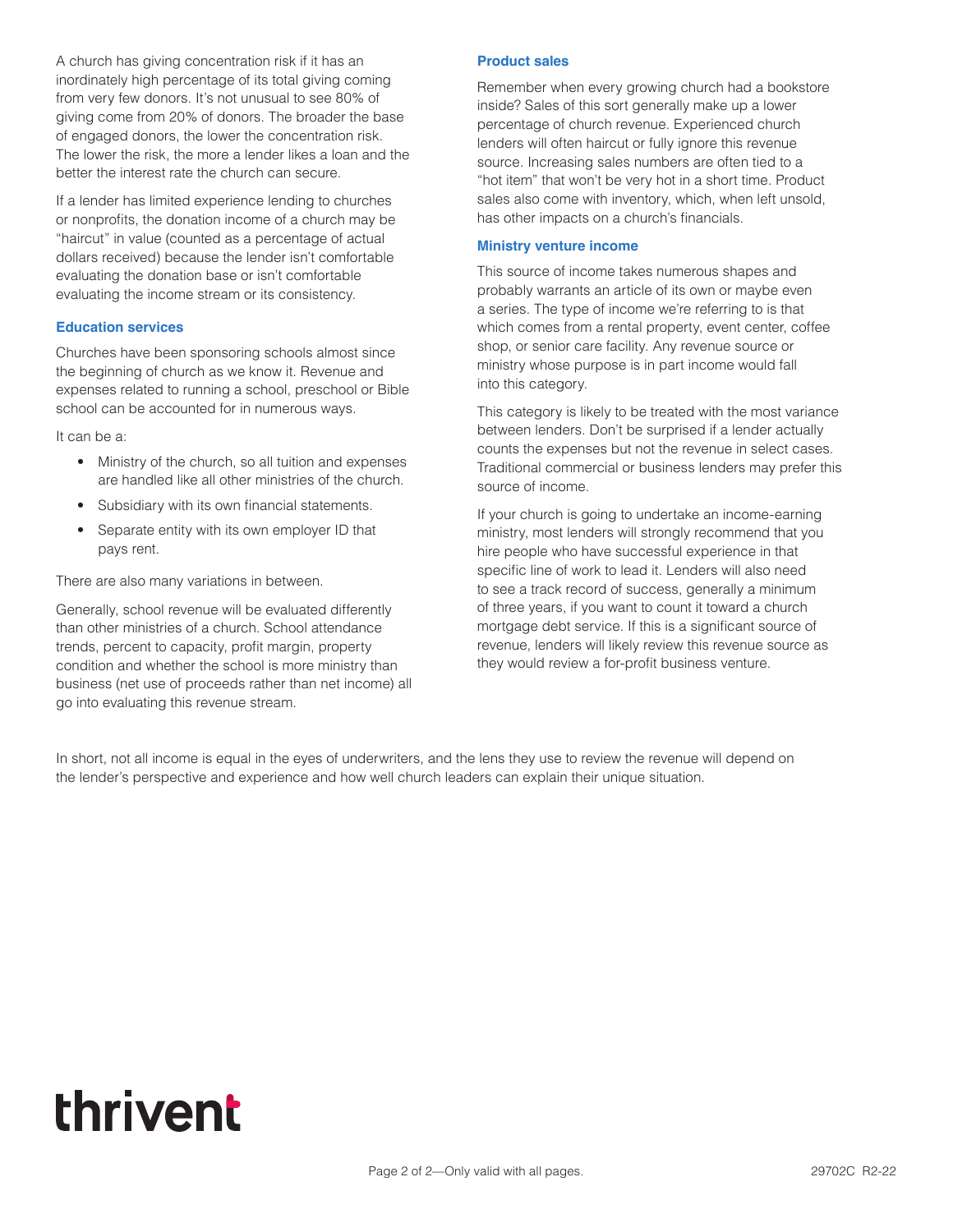A church has giving concentration risk if it has an inordinately high percentage of its total giving coming from very few donors. It's not unusual to see 80% of giving come from 20% of donors. The broader the base of engaged donors, the lower the concentration risk. The lower the risk, the more a lender likes a loan and the better the interest rate the church can secure.

If a lender has limited experience lending to churches or nonprofits, the donation income of a church may be "haircut" in value (counted as a percentage of actual dollars received) because the lender isn't comfortable evaluating the donation base or isn't comfortable evaluating the income stream or its consistency.

### Education services

Churches have been sponsoring schools almost since the beginning of church as we know it. Revenue and expenses related to running a school, preschool or Bible school can be accounted for in numerous ways.

It can be a:

- Ministry of the church, so all tuition and expenses are handled like all other ministries of the church.
- Subsidiary with its own financial statements.
- Separate entity with its own employer ID that pays rent.

There are also many variations in between.

Generally, school revenue will be evaluated differently than other ministries of a church. School attendance trends, percent to capacity, profit margin, property condition and whether the school is more ministry than business (net use of proceeds rather than net income) all go into evaluating this revenue stream.

### Product sales

Remember when every growing church had a bookstore inside? Sales of this sort generally make up a lower percentage of church revenue. Experienced church lenders will often haircut or fully ignore this revenue source. Increasing sales numbers are often tied to a "hot item" that won't be very hot in a short time. Product sales also come with inventory, which, when left unsold, has other impacts on a church's financials.

### Ministry venture income

This source of income takes numerous shapes and probably warrants an article of its own or maybe even a series. The type of income we're referring to is that which comes from a rental property, event center, coffee shop, or senior care facility. Any revenue source or ministry whose purpose is in part income would fall into this category.

This category is likely to be treated with the most variance between lenders. Don't be surprised if a lender actually counts the expenses but not the revenue in select cases. Traditional commercial or business lenders may prefer this source of income.

If your church is going to undertake an income-earning ministry, most lenders will strongly recommend that you hire people who have successful experience in that specific line of work to lead it. Lenders will also need to see a track record of success, generally a minimum of three years, if you want to count it toward a church mortgage debt service. If this is a significant source of revenue, lenders will likely review this revenue source as they would review a for-profit business venture.

In short, not all income is equal in the eyes of underwriters, and the lens they use to review the revenue will depend on the lender's perspective and experience and how well church leaders can explain their unique situation.

thrivent

29702C R2-22